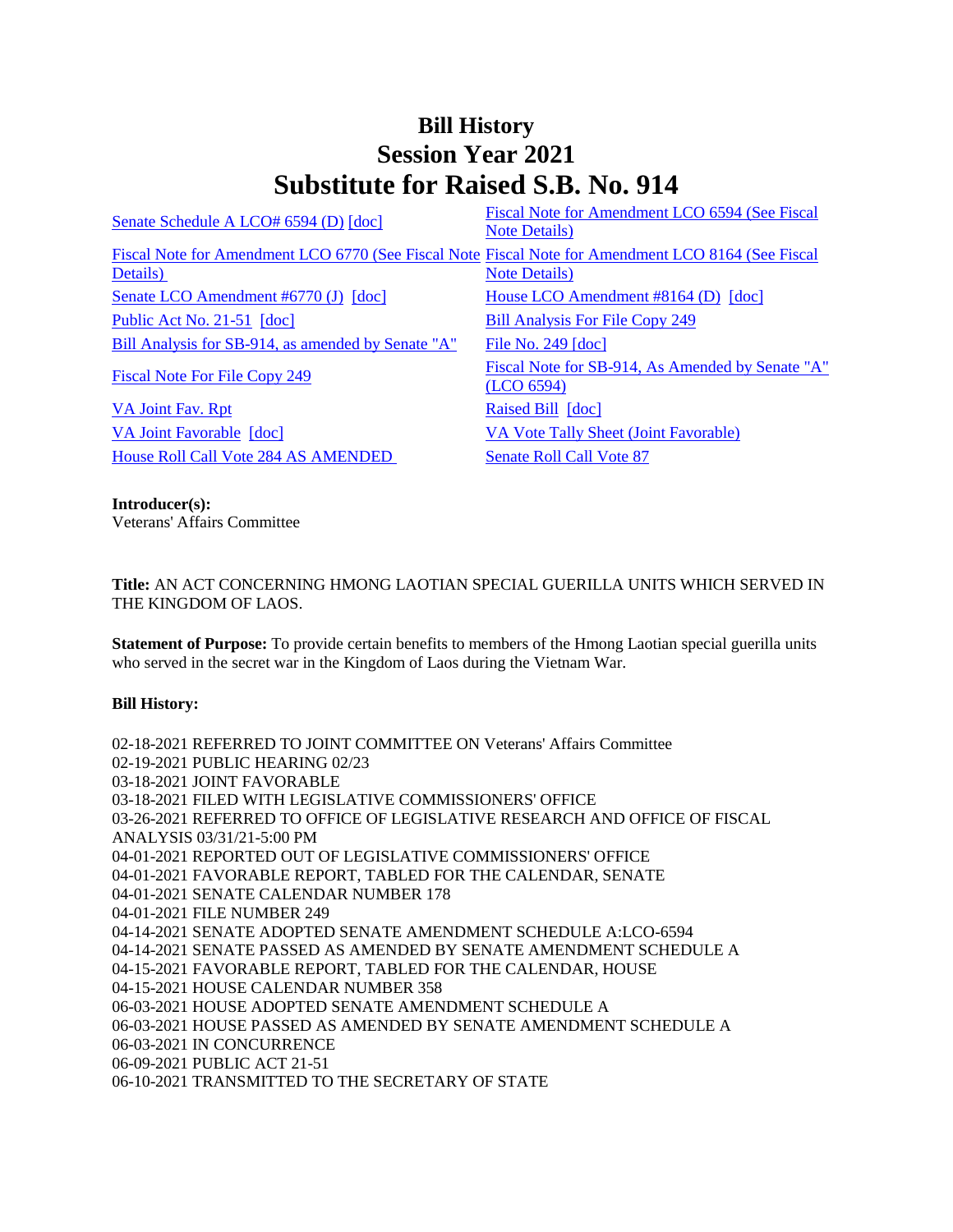# Bill History
# Session Year 2021
# Substitute for Raised S.B. No. 914

| | |
|---|---|
| Senate Schedule A LCO# 6594 (D) [doc] | Fiscal Note for Amendment LCO 6594 (See Fiscal Note Details) |
| Fiscal Note for Amendment LCO 6770 (See Fiscal Note Details) | Fiscal Note for Amendment LCO 8164 (See Fiscal Note Details) |
| Senate LCO Amendment #6770 (J) [doc] | House LCO Amendment #8164 (D) [doc] |
| Public Act No. 21-51 [doc] | Bill Analysis For File Copy 249 |
| Bill Analysis for SB-914, as amended by Senate "A" | File No. 249 [doc] |
| Fiscal Note For File Copy 249 | Fiscal Note for SB-914, As Amended by Senate "A" (LCO 6594) |
| VA Joint Fav. Rpt | Raised Bill [doc] |
| VA Joint Favorable [doc] | VA Vote Tally Sheet (Joint Favorable) |
| House Roll Call Vote 284 AS AMENDED | Senate Roll Call Vote 87 |

**Introducer(s):**
Veterans' Affairs Committee

**Title:** AN ACT CONCERNING HMONG LAOTIAN SPECIAL GUERILLA UNITS WHICH SERVED IN THE KINGDOM OF LAOS.

**Statement of Purpose:** To provide certain benefits to members of the Hmong Laotian special guerilla units who served in the secret war in the Kingdom of Laos during the Vietnam War.

**Bill History:**

02-18-2021 REFERRED TO JOINT COMMITTEE ON Veterans' Affairs Committee
02-19-2021 PUBLIC HEARING 02/23
03-18-2021 JOINT FAVORABLE
03-18-2021 FILED WITH LEGISLATIVE COMMISSIONERS' OFFICE
03-26-2021 REFERRED TO OFFICE OF LEGISLATIVE RESEARCH AND OFFICE OF FISCAL ANALYSIS 03/31/21-5:00 PM
04-01-2021 REPORTED OUT OF LEGISLATIVE COMMISSIONERS' OFFICE
04-01-2021 FAVORABLE REPORT, TABLED FOR THE CALENDAR, SENATE
04-01-2021 SENATE CALENDAR NUMBER 178
04-01-2021 FILE NUMBER 249
04-14-2021 SENATE ADOPTED SENATE AMENDMENT SCHEDULE A:LCO-6594
04-14-2021 SENATE PASSED AS AMENDED BY SENATE AMENDMENT SCHEDULE A
04-15-2021 FAVORABLE REPORT, TABLED FOR THE CALENDAR, HOUSE
04-15-2021 HOUSE CALENDAR NUMBER 358
06-03-2021 HOUSE ADOPTED SENATE AMENDMENT SCHEDULE A
06-03-2021 HOUSE PASSED AS AMENDED BY SENATE AMENDMENT SCHEDULE A
06-03-2021 IN CONCURRENCE
06-09-2021 PUBLIC ACT 21-51
06-10-2021 TRANSMITTED TO THE SECRETARY OF STATE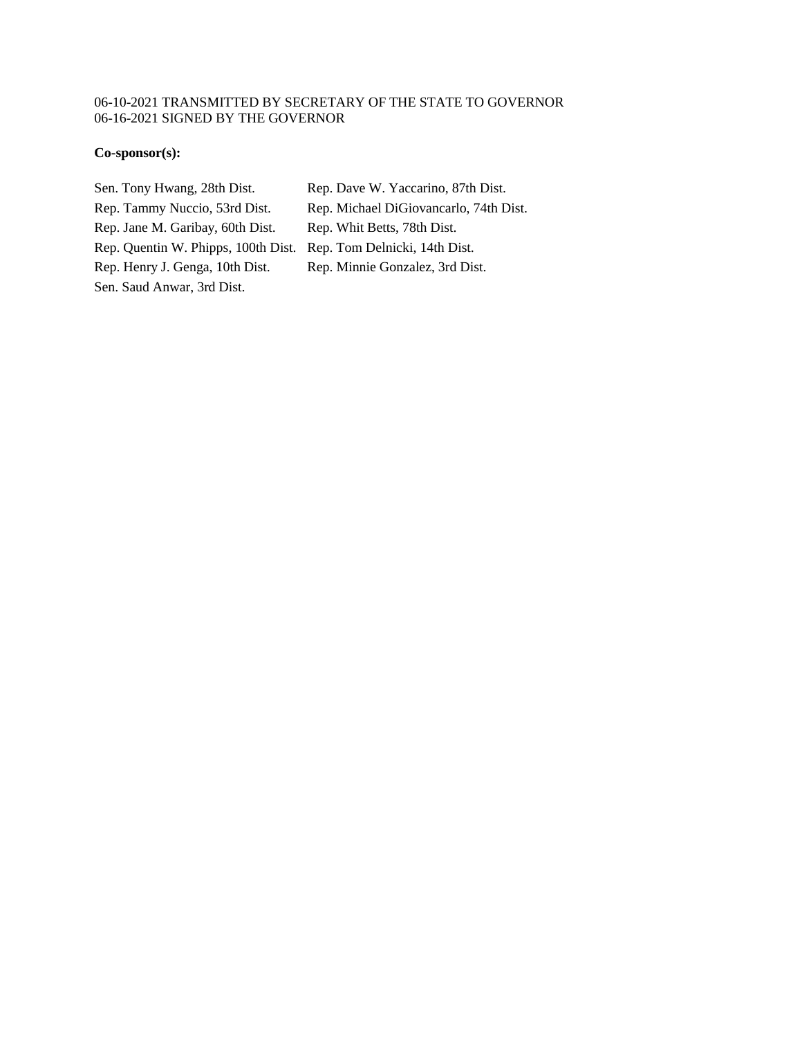06-10-2021 TRANSMITTED BY SECRETARY OF THE STATE TO GOVERNOR
06-16-2021 SIGNED BY THE GOVERNOR

**Co-sponsor(s):**

Sen. Tony Hwang, 28th Dist.
Rep. Tammy Nuccio, 53rd Dist.
Rep. Jane M. Garibay, 60th Dist.
Rep. Quentin W. Phipps, 100th Dist.
Rep. Henry J. Genga, 10th Dist.
Sen. Saud Anwar, 3rd Dist.
Rep. Dave W. Yaccarino, 87th Dist.
Rep. Michael DiGiovancarlo, 74th Dist.
Rep. Whit Betts, 78th Dist.
Rep. Tom Delnicki, 14th Dist.
Rep. Minnie Gonzalez, 3rd Dist.